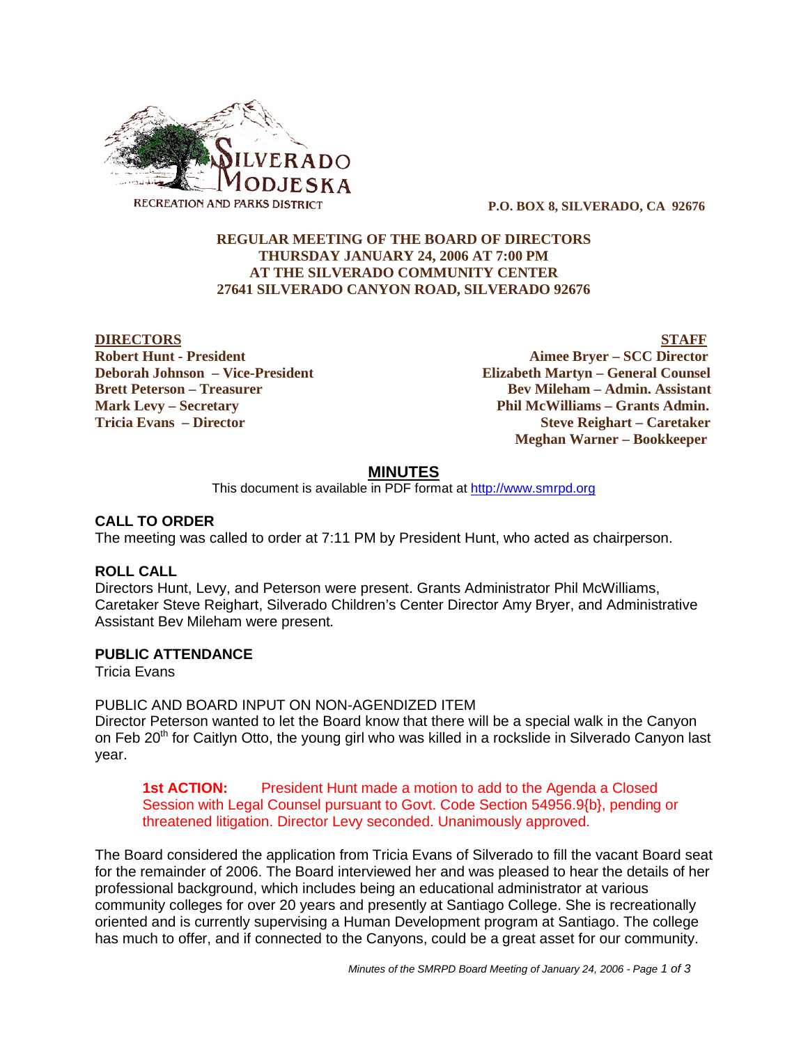SILVERADO MODJESKA RECREATION AND PARKS DISTRICT

**P.O. BOX 8, SILVERADO, CA 92676**

**REGULAR MEETING OF THE BOARD OF DIRECTORS**
**THURSDAY JANUARY 24, 2006 AT 7:00 PM**
**AT THE SILVERADO COMMUNITY CENTER**
**27641 SILVERADO CANYON ROAD, SILVERADO 92676**

| DIRECTORS | STAFF |
|---|---|
| **Robert Hunt - President** | **Aimee Bryer – SCC Director** |
| **Deborah Johnson – Vice-President** | **Elizabeth Martyn – General Counsel** |
| **Brett Peterson – Treasurer** | **Bev Mileham – Admin. Assistant** |
| **Mark Levy – Secretary** | **Phil McWilliams – Grants Admin.** |
| **Tricia Evans – Director** | **Steve Reighart – Caretaker** |
| | **Meghan Warner – Bookkeeper** |

## MINUTES

This document is available in PDF format at http://www.smrpd.org

### CALL TO ORDER

The meeting was called to order at 7:11 PM by President Hunt, who acted as chairperson.

### ROLL CALL

Directors Hunt, Levy, and Peterson were present. Grants Administrator Phil McWilliams, Caretaker Steve Reighart, Silverado Children's Center Director Amy Bryer, and Administrative Assistant Bev Mileham were present.

### PUBLIC ATTENDANCE

Tricia Evans

PUBLIC AND BOARD INPUT ON NON-AGENDIZED ITEM

Director Peterson wanted to let the Board know that there will be a special walk in the Canyon on Feb 20th for Caitlyn Otto, the young girl who was killed in a rockslide in Silverado Canyon last year.

> **1st ACTION:** President Hunt made a motion to add to the Agenda a Closed Session with Legal Counsel pursuant to Govt. Code Section 54956.9{b}, pending or threatened litigation. Director Levy seconded. Unanimously approved.

The Board considered the application from Tricia Evans of Silverado to fill the vacant Board seat for the remainder of 2006. The Board interviewed her and was pleased to hear the details of her professional background, which includes being an educational administrator at various community colleges for over 20 years and presently at Santiago College. She is recreationally oriented and is currently supervising a Human Development program at Santiago. The college has much to offer, and if connected to the Canyons, could be a great asset for our community.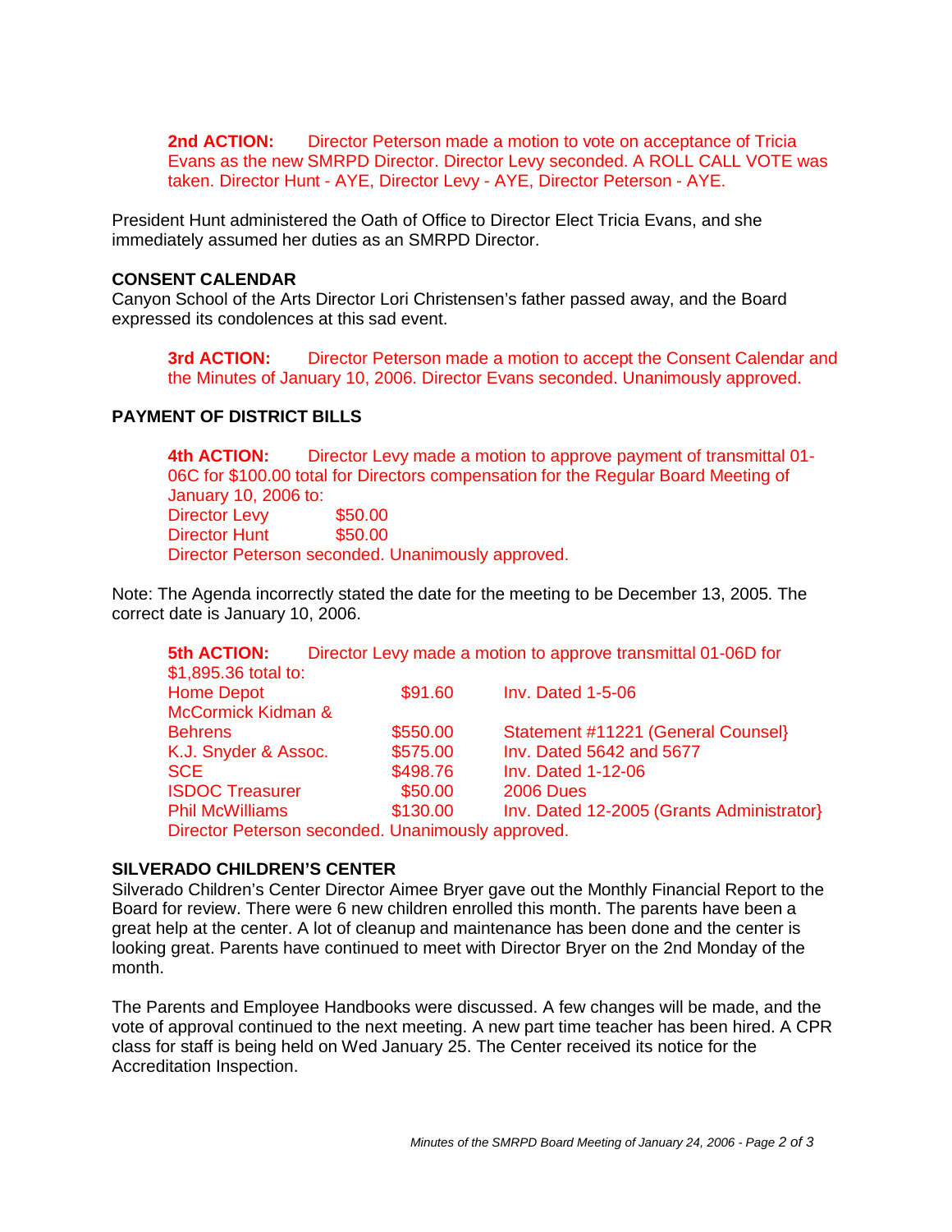**2nd ACTION:** Director Peterson made a motion to vote on acceptance of Tricia Evans as the new SMRPD Director. Director Levy seconded. A ROLL CALL VOTE was taken. Director Hunt - AYE, Director Levy - AYE, Director Peterson - AYE.

President Hunt administered the Oath of Office to Director Elect Tricia Evans, and she immediately assumed her duties as an SMRPD Director.

**CONSENT CALENDAR**

Canyon School of the Arts Director Lori Christensen's father passed away, and the Board expressed its condolences at this sad event.

**3rd ACTION:** Director Peterson made a motion to accept the Consent Calendar and the Minutes of January 10, 2006. Director Evans seconded. Unanimously approved.

**PAYMENT OF DISTRICT BILLS**

**4th ACTION:** Director Levy made a motion to approve payment of transmittal 01-06C for $100.00 total for Directors compensation for the Regular Board Meeting of January 10, 2006 to:

| | |
|---|---|
| Director Levy | $50.00 |
| Director Hunt | $50.00 |

Director Peterson seconded. Unanimously approved.

Note: The Agenda incorrectly stated the date for the meeting to be December 13, 2005. The correct date is January 10, 2006.

**5th ACTION:** Director Levy made a motion to approve transmittal 01-06D for $1,895.36 total to:

| | | |
|---|---|---|
| Home Depot | $91.60 | Inv. Dated 1-5-06 |
| McCormick Kidman & Behrens | $550.00 | Statement #11221 (General Counsel} |
| K.J. Snyder & Assoc. | $575.00 | Inv. Dated 5642 and 5677 |
| SCE | $498.76 | Inv. Dated 1-12-06 |
| ISDOC Treasurer | $50.00 | 2006 Dues |
| Phil McWilliams | $130.00 | Inv. Dated 12-2005 (Grants Administrator} |

Director Peterson seconded. Unanimously approved.

**SILVERADO CHILDREN'S CENTER**

Silverado Children's Center Director Aimee Bryer gave out the Monthly Financial Report to the Board for review. There were 6 new children enrolled this month. The parents have been a great help at the center. A lot of cleanup and maintenance has been done and the center is looking great. Parents have continued to meet with Director Bryer on the 2nd Monday of the month.

The Parents and Employee Handbooks were discussed. A few changes will be made, and the vote of approval continued to the next meeting. A new part time teacher has been hired. A CPR class for staff is being held on Wed January 25. The Center received its notice for the Accreditation Inspection.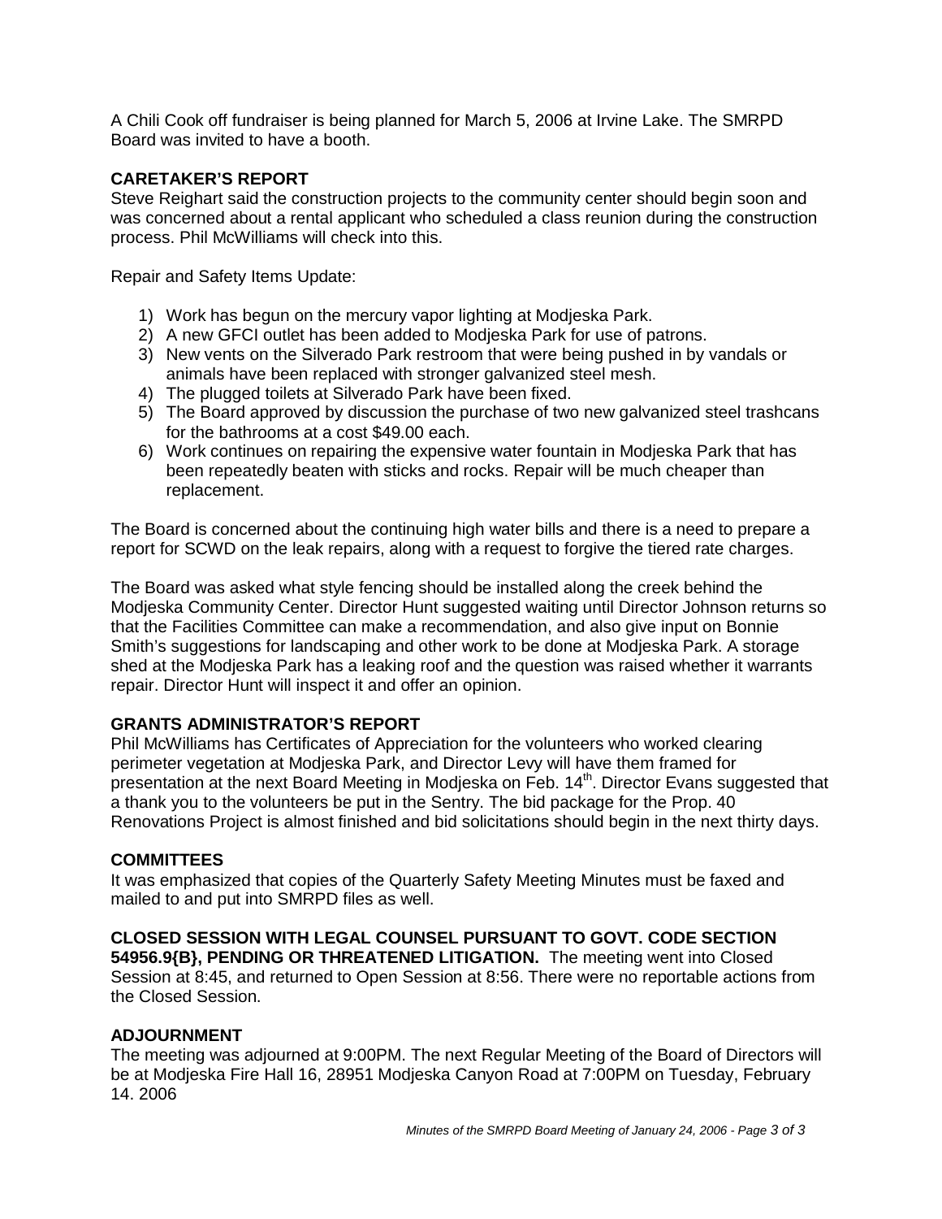A Chili Cook off fundraiser is being planned for March 5, 2006 at Irvine Lake. The SMRPD Board was invited to have a booth.

**CARETAKER'S REPORT**

Steve Reighart said the construction projects to the community center should begin soon and was concerned about a rental applicant who scheduled a class reunion during the construction process. Phil McWilliams will check into this.

Repair and Safety Items Update:

1) Work has begun on the mercury vapor lighting at Modjeska Park.
2) A new GFCI outlet has been added to Modjeska Park for use of patrons.
3) New vents on the Silverado Park restroom that were being pushed in by vandals or animals have been replaced with stronger galvanized steel mesh.
4) The plugged toilets at Silverado Park have been fixed.
5) The Board approved by discussion the purchase of two new galvanized steel trashcans for the bathrooms at a cost $49.00 each.
6) Work continues on repairing the expensive water fountain in Modjeska Park that has been repeatedly beaten with sticks and rocks. Repair will be much cheaper than replacement.

The Board is concerned about the continuing high water bills and there is a need to prepare a report for SCWD on the leak repairs, along with a request to forgive the tiered rate charges.

The Board was asked what style fencing should be installed along the creek behind the Modjeska Community Center. Director Hunt suggested waiting until Director Johnson returns so that the Facilities Committee can make a recommendation, and also give input on Bonnie Smith's suggestions for landscaping and other work to be done at Modjeska Park. A storage shed at the Modjeska Park has a leaking roof and the question was raised whether it warrants repair. Director Hunt will inspect it and offer an opinion.

**GRANTS ADMINISTRATOR'S REPORT**

Phil McWilliams has Certificates of Appreciation for the volunteers who worked clearing perimeter vegetation at Modjeska Park, and Director Levy will have them framed for presentation at the next Board Meeting in Modjeska on Feb. 14th. Director Evans suggested that a thank you to the volunteers be put in the Sentry. The bid package for the Prop. 40 Renovations Project is almost finished and bid solicitations should begin in the next thirty days.

**COMMITTEES**

It was emphasized that copies of the Quarterly Safety Meeting Minutes must be faxed and mailed to and put into SMRPD files as well.

**CLOSED SESSION WITH LEGAL COUNSEL PURSUANT TO GOVT. CODE SECTION 54956.9{B}, PENDING OR THREATENED LITIGATION.** The meeting went into Closed Session at 8:45, and returned to Open Session at 8:56. There were no reportable actions from the Closed Session.

**ADJOURNMENT**

The meeting was adjourned at 9:00PM. The next Regular Meeting of the Board of Directors will be at Modjeska Fire Hall 16, 28951 Modjeska Canyon Road at 7:00PM on Tuesday, February 14. 2006